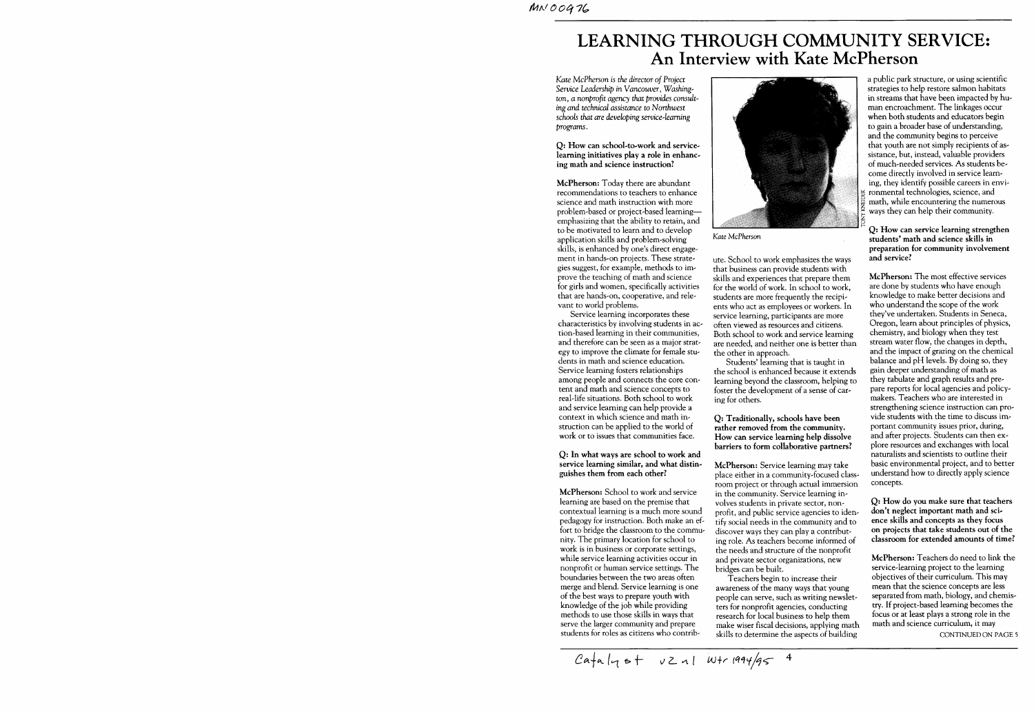# LEARNING THROUGH COMMUNITY SERVICE:
## An Interview with Kate McPherson

*Kate McPherson is the director of Project Service Leadership in Vancouver, Washington, a nonprofit agency that provides consulting and technical assistance to Northwest schools that are developing service-learning programs.*

**Q: How can school-to-work and service-learning initiatives play a role in enhancing math and science instruction?**

**McPherson:** Today there are abundant recommendations to teachers to enhance science and math instruction with more problem-based or project-based learning—emphasizing that the ability to retain, and to be motivated to learn and to develop application skills and problem-solving skills, is enhanced by one's direct engagement in hands-on projects. These strategies suggest, for example, methods to improve the teaching of math and science for girls and women, specifically activities that are hands-on, cooperative, and relevant to world problems.

Service learning incorporates these characteristics by involving students in action-based learning in their communities, and therefore can be seen as a major strategy to improve the climate for female students in math and science education. Service learning fosters relationships among people and connects the core content and math and science concepts to real-life situations. Both school to work and service learning can help provide a context in which science and math instruction can be applied to the world of work or to issues that communities face.

**Q: In what ways are school to work and service learning similar, and what distinguishes them from each other?**

**McPherson:** School to work and service learning are based on the premise that contextual learning is a much more sound pedagogy for instruction. Both make an effort to bridge the classroom to the community. The primary location for school to work is in business or corporate settings, while service learning activities occur in nonprofit or human service settings. The boundaries between the two areas often merge and blend. Service learning is one of the best ways to prepare youth with knowledge of the job while providing methods to use those skills in ways that serve the larger community and prepare students for roles as citizens who contribute. School to work emphasizes the ways that business can provide students with skills and experiences that prepare them for the world of work. In school to work, students are more frequently the recipients who act as employees or workers. In service learning, participants are more often viewed as resources and citizens. Both school to work and service learning are needed, and neither one is better than the other in approach.

Students' learning that is taught in the school is enhanced because it extends learning beyond the classroom, helping to foster the development of a sense of caring for others.

*Kate McPherson*

**Q: Traditionally, schools have been rather removed from the community. How can service learning help dissolve barriers to form collaborative partners?**

**McPherson:** Service learning may take place either in a community-focused classroom project or through actual immersion in the community. Service learning involves students in private sector, nonprofit, and public service agencies to identify social needs in the community and to discover ways they can play a contributing role. As teachers become informed of the needs and structure of the nonprofit and private sector organizations, new bridges can be built.

Teachers begin to increase their awareness of the many ways that young people can serve, such as writing newsletters for nonprofit agencies, conducting research for local business to help them make wiser fiscal decisions, applying math skills to determine the aspects of building a public park structure, or using scientific strategies to help restore salmon habitats in streams that have been impacted by human encroachment. The linkages occur when both students and educators begin to gain a broader base of understanding, and the community begins to perceive that youth are not simply recipients of assistance, but, instead, valuable providers of much-needed services. As students become directly involved in service learning, they identify possible careers in environmental technologies, science, and math, while encountering the numerous ways they can help their community.

**Q: How can service learning strengthen students' math and science skills in preparation for community involvement and service?**

**McPherson:** The most effective services are done by students who have enough knowledge to make better decisions and who understand the scope of the work they've undertaken. Students in Seneca, Oregon, learn about principles of physics, chemistry, and biology when they test stream water flow, the changes in depth, and the impact of grazing on the chemical balance and pH levels. By doing so, they gain deeper understanding of math as they tabulate and graph results and prepare reports for local agencies and policymakers. Teachers who are interested in strengthening science instruction can provide students with the time to discuss important community issues prior, during, and after projects. Students can then explore resources and exchanges with local naturalists and scientists to outline their basic environmental project, and to better understand how to directly apply science concepts.

**Q: How do you make sure that teachers don't neglect important math and science skills and concepts as they focus on projects that take students out of the classroom for extended amounts of time?**

**McPherson:** Teachers do need to link the service-learning project to the learning objectives of their curriculum. This may mean that the science concepts are less separated from math, biology, and chemistry. If project-based learning becomes the focus or at least plays a strong role in the math and science curriculum, it may

CONTINUED ON PAGE 5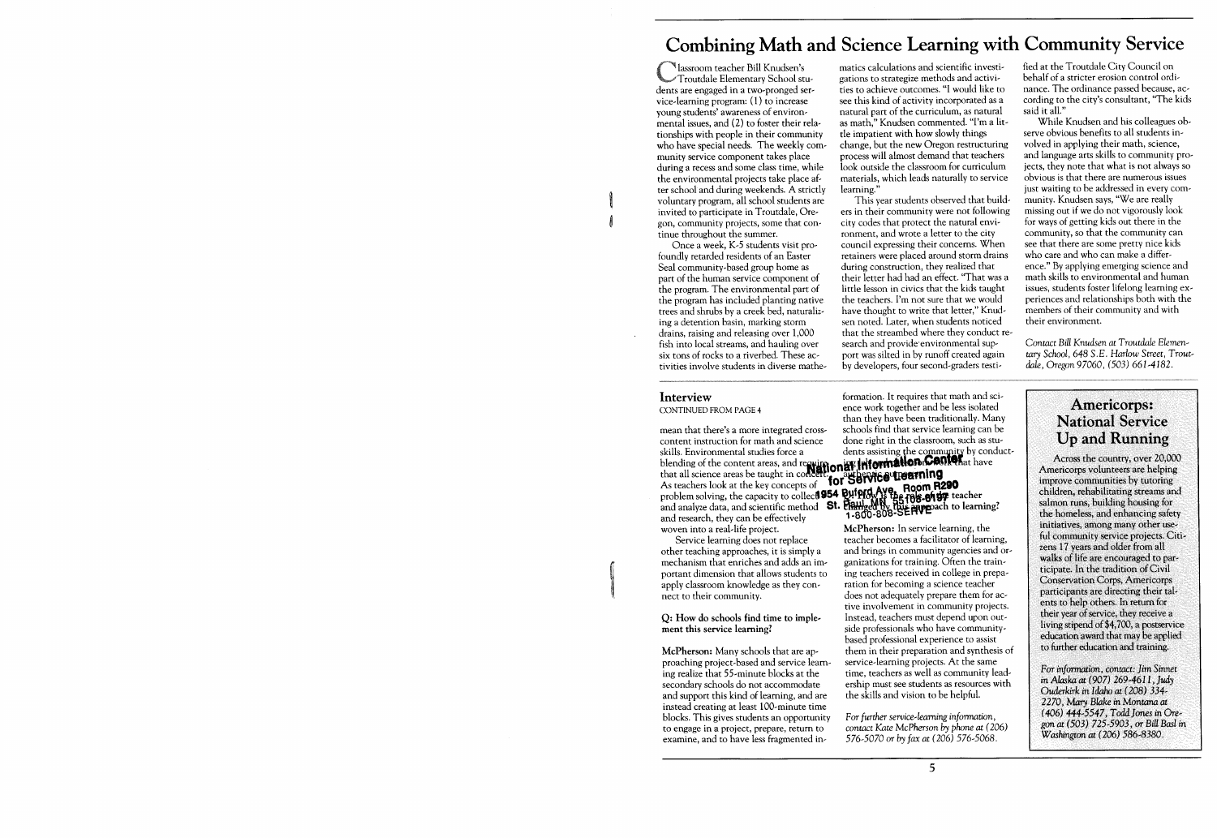# Combining Math and Science Learning with Community Service

Classroom teacher Bill Knudsen's Troutdale Elementary School students are engaged in a two-pronged service-learning program: (1) to increase young students' awareness of environmental issues, and (2) to foster their relationships with people in their community who have special needs. The weekly community service component takes place during a recess and some class time, while the environmental projects take place after school and during weekends. A strictly voluntary program, all school students are invited to participate in Troutdale, Oregon, community projects, some that continue throughout the summer.

Once a week, K-5 students visit profoundly retarded residents of an Easter Seal community-based group home as part of the human service component of the program. The environmental part of the program has included planting native trees and shrubs by a creek bed, naturalizing a detention basin, marking storm drains, raising and releasing over 1,000 fish into local streams, and hauling over six tons of rocks to a riverbed. These activities involve students in diverse mathematics calculations and scientific investigations to strategize methods and activities to achieve outcomes. "I would like to see this kind of activity incorporated as a natural part of the curriculum, as natural as math," Knudsen commented. "I'm a little impatient with how slowly things change, but the new Oregon restructuring process will almost demand that teachers look outside the classroom for curriculum materials, which leads naturally to service learning."

This year students observed that builders in their community were not following city codes that protect the natural environment, and wrote a letter to the city council expressing their concerns. When retainers were placed around storm drains during construction, they realized that their letter had had an effect. "That was a little lesson in civics that the kids taught the teachers. I'm not sure that we would have thought to write that letter," Knudsen noted. Later, when students noticed that the streambed where they conduct research and provide environmental support was silted in by runoff created again by developers, four second-graders testified at the Troutdale City Council on behalf of a stricter erosion control ordinance. The ordinance passed because, according to the city's consultant, "The kids said it all."

While Knudsen and his colleagues observe obvious benefits to all students involved in applying their math, science, and language arts skills to community projects, they note that what is not always so obvious is that there are numerous issues just waiting to be addressed in every community. Knudsen says, "We are really missing out if we do not vigorously look for ways of getting kids out there in the community, so that the community can see that there are some pretty nice kids who care and who can make a difference." By applying emerging science and math skills to environmental and human issues, students foster lifelong learning experiences and relationships both with the members of their community and with their environment.

*Contact Bill Knudsen at Troutdale Elementary School, 648 S.E. Harlow Street, Troutdale, Oregon 97060, (503) 661-4182.*

---

## Interview

CONTINUED FROM PAGE 4

mean that there's a more integrated cross-content instruction for math and science skills. Environmental studies force a blending of the content areas, and require that all science areas be taught in context. As teachers look at the key concepts of problem solving, the capacity to collect and analyze data, and scientific method and research, they can be effectively woven into a real-life project.

Service learning does not replace other teaching approaches, it is simply a mechanism that enriches and adds an important dimension that allows students to apply classroom knowledge as they connect to their community.

**Q: How do schools find time to implement this service learning?**

**McPherson:** Many schools that are approaching project-based and service learning realize that 55-minute blocks at the secondary schools do not accommodate and support this kind of learning, and are instead creating at least 100-minute time blocks. This gives students an opportunity to engage in a project, prepare, return to examine, and to have less fragmented information. It requires that math and science work together and be less isolated than they have been traditionally. Many schools find that service learning can be done right in the classroom, such as students assisting the community by conducting ... that have authentic ...

**Q: How is the role of the teacher changed by this approach to learning?**

**McPherson:** In service learning, the teacher becomes a facilitator of learning, and brings in community agencies and organizations for training. Often the training teachers received in college in preparation for becoming a science teacher does not adequately prepare them for active involvement in community projects. Instead, teachers must depend upon outside professionals who have community-based professional experience to assist them in their preparation and synthesis of service-learning projects. At the same time, teachers as well as community leadership must see students as resources with the skills and vision to be helpful.

*For further service-learning information, contact Kate McPherson by phone at (206) 576-5070 or by fax at (206) 576-5068.*

**National Information Center for Service Learning**
**1954 Buford Ave, Room R290**
**St. Paul, MN 55108-6197**
**1-800-808-SERVE**

---

## Americorps: National Service Up and Running

Across the country, over 20,000 Americorps volunteers are helping improve communities by tutoring children, rehabilitating streams and salmon runs, building housing for the homeless, and enhancing safety initiatives, among many other useful community service projects. Citizens 17 years and older from all walks of life are encouraged to participate. In the tradition of Civil Conservation Corps, Americorps participants are directing their talents to help others. In return for their year of service, they receive a living stipend of $4,700, a postservice education award that may be applied to further education and training.

*For information, contact: Jim Sinnet in Alaska at (907) 269-4611, Judy Ouderkirk in Idaho at (208) 334-2270, Mary Blake in Montana at (406) 444-5547, Todd Jones in Oregon at (503) 725-5903, or Bill Basl in Washington at (206) 586-8380.*